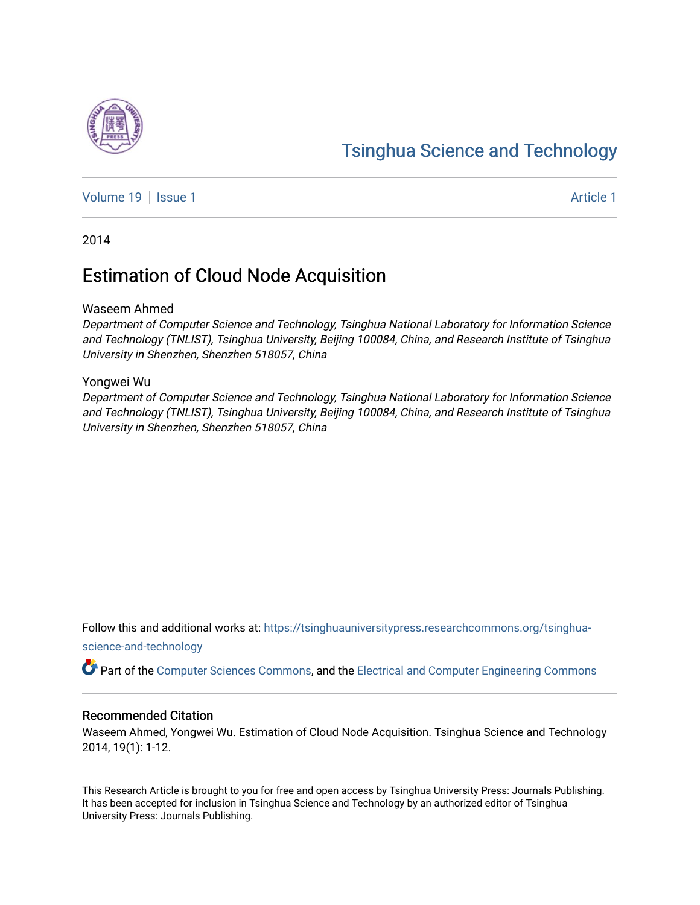# Tsinghua Science and Technology

Volume 19 | Issue 1 | Article 1

2014

## Estimation of Cloud Node Acquisition

Waseem Ahmed

*Department of Computer Science and Technology, Tsinghua National Laboratory for Information Science and Technology (TNLIST), Tsinghua University, Beijing 100084, China, and Research Institute of Tsinghua University in Shenzhen, Shenzhen 518057, China*

Yongwei Wu

*Department of Computer Science and Technology, Tsinghua National Laboratory for Information Science and Technology (TNLIST), Tsinghua University, Beijing 100084, China, and Research Institute of Tsinghua University in Shenzhen, Shenzhen 518057, China*

Follow this and additional works at: https://tsinghuauniversitypress.researchcommons.org/tsinghua-science-and-technology

Part of the Computer Sciences Commons, and the Electrical and Computer Engineering Commons

### Recommended Citation

Waseem Ahmed, Yongwei Wu. Estimation of Cloud Node Acquisition. Tsinghua Science and Technology 2014, 19(1): 1-12.

This Research Article is brought to you for free and open access by Tsinghua University Press: Journals Publishing. It has been accepted for inclusion in Tsinghua Science and Technology by an authorized editor of Tsinghua University Press: Journals Publishing.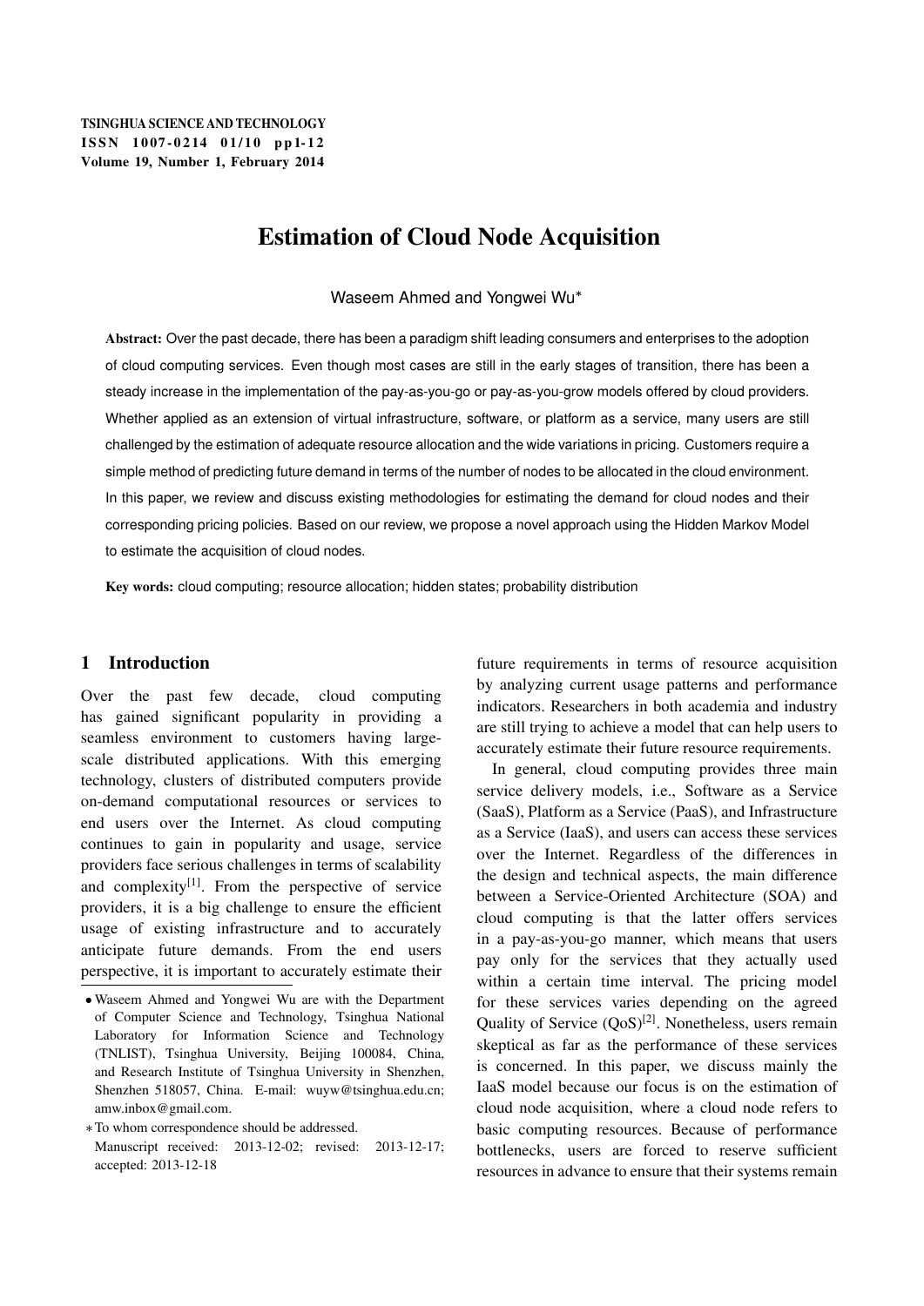# Estimation of Cloud Node Acquisition

Waseem Ahmed and Yongwei Wu*

**Abstract:** Over the past decade, there has been a paradigm shift leading consumers and enterprises to the adoption of cloud computing services. Even though most cases are still in the early stages of transition, there has been a steady increase in the implementation of the pay-as-you-go or pay-as-you-grow models offered by cloud providers. Whether applied as an extension of virtual infrastructure, software, or platform as a service, many users are still challenged by the estimation of adequate resource allocation and the wide variations in pricing. Customers require a simple method of predicting future demand in terms of the number of nodes to be allocated in the cloud environment. In this paper, we review and discuss existing methodologies for estimating the demand for cloud nodes and their corresponding pricing policies. Based on our review, we propose a novel approach using the Hidden Markov Model to estimate the acquisition of cloud nodes.

**Key words:** cloud computing; resource allocation; hidden states; probability distribution

## 1 Introduction

Over the past few decade, cloud computing has gained significant popularity in providing a seamless environment to customers having large-scale distributed applications. With this emerging technology, clusters of distributed computers provide on-demand computational resources or services to end users over the Internet. As cloud computing continues to gain in popularity and usage, service providers face serious challenges in terms of scalability and complexity[1]. From the perspective of service providers, it is a big challenge to ensure the efficient usage of existing infrastructure and to accurately anticipate future demands. From the end users perspective, it is important to accurately estimate their future requirements in terms of resource acquisition by analyzing current usage patterns and performance indicators. Researchers in both academia and industry are still trying to achieve a model that can help users to accurately estimate their future resource requirements.

In general, cloud computing provides three main service delivery models, i.e., Software as a Service (SaaS), Platform as a Service (PaaS), and Infrastructure as a Service (IaaS), and users can access these services over the Internet. Regardless of the differences in the design and technical aspects, the main difference between a Service-Oriented Architecture (SOA) and cloud computing is that the latter offers services in a pay-as-you-go manner, which means that users pay only for the services that they actually used within a certain time interval. The pricing model for these services varies depending on the agreed Quality of Service (QoS)[2]. Nonetheless, users remain skeptical as far as the performance of these services is concerned. In this paper, we discuss mainly the IaaS model because our focus is on the estimation of cloud node acquisition, where a cloud node refers to basic computing resources. Because of performance bottlenecks, users are forced to reserve sufficient resources in advance to ensure that their systems remain

• Waseem Ahmed and Yongwei Wu are with the Department of Computer Science and Technology, Tsinghua National Laboratory for Information Science and Technology (TNLIST), Tsinghua University, Beijing 100084, China, and Research Institute of Tsinghua University in Shenzhen, Shenzhen 518057, China. E-mail: wuyw@tsinghua.edu.cn; amw.inbox@gmail.com.

* To whom correspondence should be addressed.
Manuscript received: 2013-12-02; revised: 2013-12-17; accepted: 2013-12-18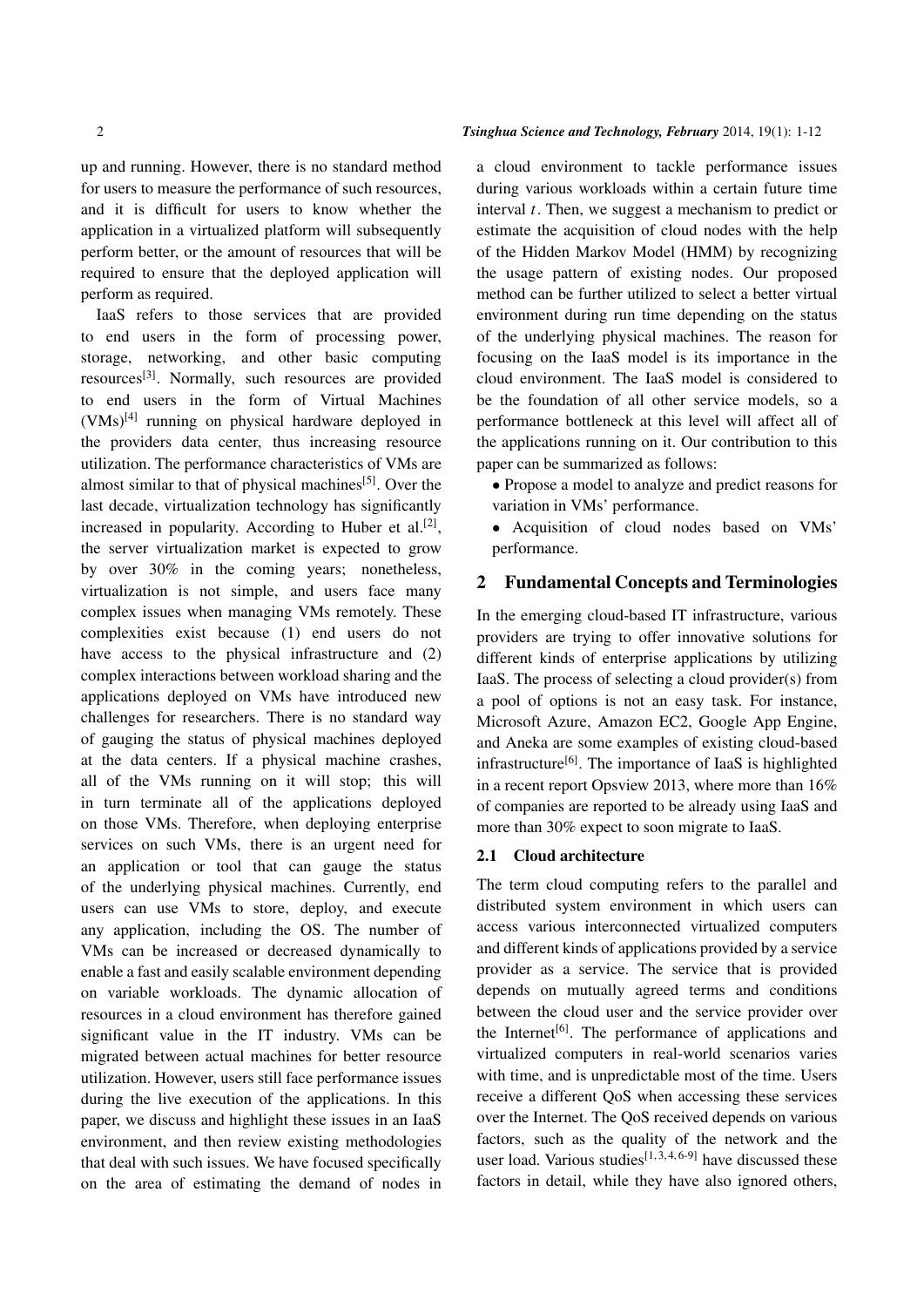up and running. However, there is no standard method for users to measure the performance of such resources, and it is difficult for users to know whether the application in a virtualized platform will subsequently perform better, or the amount of resources that will be required to ensure that the deployed application will perform as required.

IaaS refers to those services that are provided to end users in the form of processing power, storage, networking, and other basic computing resources[3]. Normally, such resources are provided to end users in the form of Virtual Machines (VMs)[4] running on physical hardware deployed in the providers data center, thus increasing resource utilization. The performance characteristics of VMs are almost similar to that of physical machines[5]. Over the last decade, virtualization technology has significantly increased in popularity. According to Huber et al.[2], the server virtualization market is expected to grow by over 30% in the coming years; nonetheless, virtualization is not simple, and users face many complex issues when managing VMs remotely. These complexities exist because (1) end users do not have access to the physical infrastructure and (2) complex interactions between workload sharing and the applications deployed on VMs have introduced new challenges for researchers. There is no standard way of gauging the status of physical machines deployed at the data centers. If a physical machine crashes, all of the VMs running on it will stop; this will in turn terminate all of the applications deployed on those VMs. Therefore, when deploying enterprise services on such VMs, there is an urgent need for an application or tool that can gauge the status of the underlying physical machines. Currently, end users can use VMs to store, deploy, and execute any application, including the OS. The number of VMs can be increased or decreased dynamically to enable a fast and easily scalable environment depending on variable workloads. The dynamic allocation of resources in a cloud environment has therefore gained significant value in the IT industry. VMs can be migrated between actual machines for better resource utilization. However, users still face performance issues during the live execution of the applications. In this paper, we discuss and highlight these issues in an IaaS environment, and then review existing methodologies that deal with such issues. We have focused specifically on the area of estimating the demand of nodes in a cloud environment to tackle performance issues during various workloads within a certain future time interval $t$. Then, we suggest a mechanism to predict or estimate the acquisition of cloud nodes with the help of the Hidden Markov Model (HMM) by recognizing the usage pattern of existing nodes. Our proposed method can be further utilized to select a better virtual environment during run time depending on the status of the underlying physical machines. The reason for focusing on the IaaS model is its importance in the cloud environment. The IaaS model is considered to be the foundation of all other service models, so a performance bottleneck at this level will affect all of the applications running on it. Our contribution to this paper can be summarized as follows:

- Propose a model to analyze and predict reasons for variation in VMs' performance.
- Acquisition of cloud nodes based on VMs' performance.

## 2 Fundamental Concepts and Terminologies

In the emerging cloud-based IT infrastructure, various providers are trying to offer innovative solutions for different kinds of enterprise applications by utilizing IaaS. The process of selecting a cloud provider(s) from a pool of options is not an easy task. For instance, Microsoft Azure, Amazon EC2, Google App Engine, and Aneka are some examples of existing cloud-based infrastructure[6]. The importance of IaaS is highlighted in a recent report Opsview 2013, where more than 16% of companies are reported to be already using IaaS and more than 30% expect to soon migrate to IaaS.

### 2.1 Cloud architecture

The term cloud computing refers to the parallel and distributed system environment in which users can access various interconnected virtualized computers and different kinds of applications provided by a service provider as a service. The service that is provided depends on mutually agreed terms and conditions between the cloud user and the service provider over the Internet[6]. The performance of applications and virtualized computers in real-world scenarios varies with time, and is unpredictable most of the time. Users receive a different QoS when accessing these services over the Internet. The QoS received depends on various factors, such as the quality of the network and the user load. Various studies[1,3,4,6-9] have discussed these factors in detail, while they have also ignored others,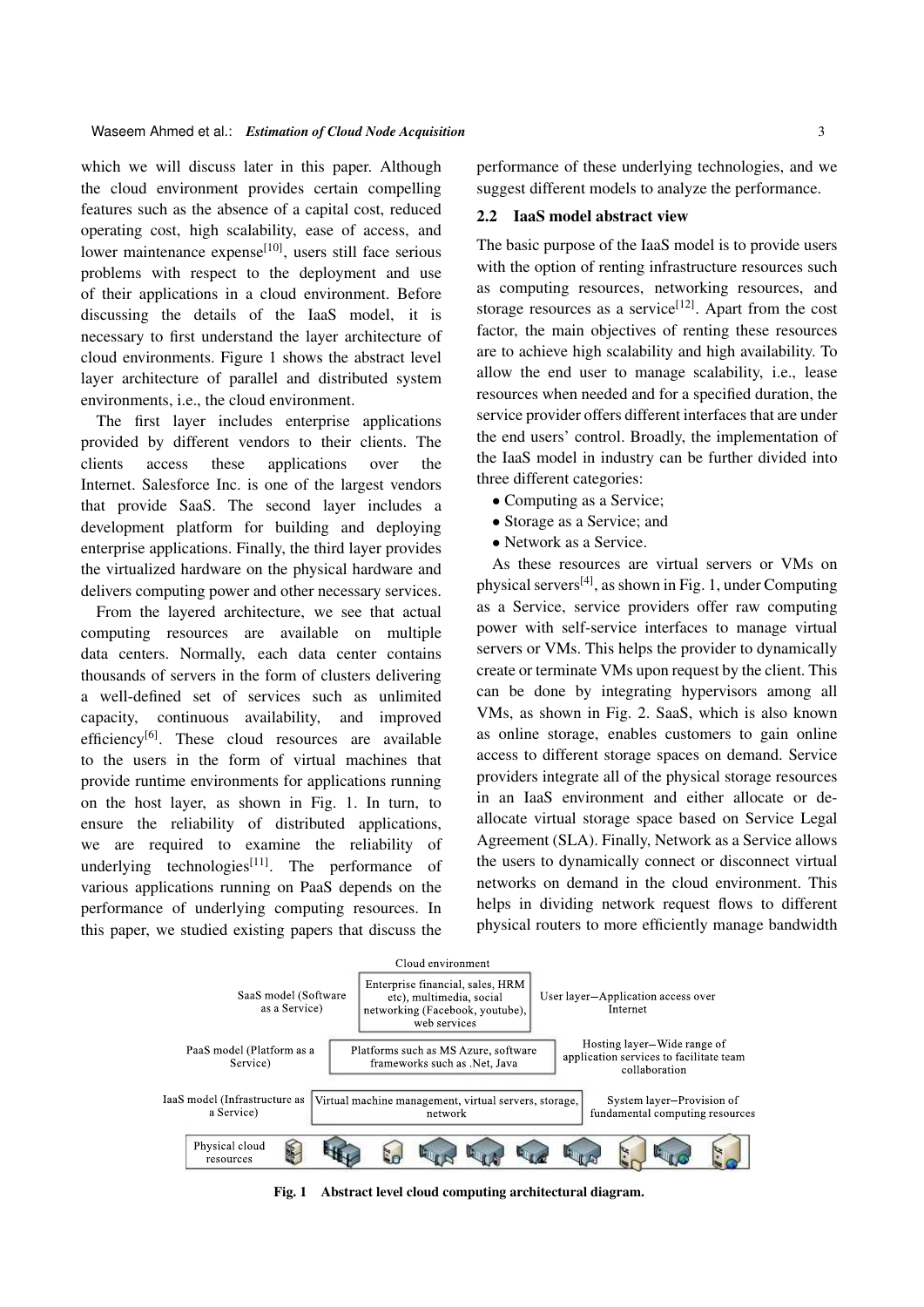which we will discuss later in this paper. Although the cloud environment provides certain compelling features such as the absence of a capital cost, reduced operating cost, high scalability, ease of access, and lower maintenance expense[10], users still face serious problems with respect to the deployment and use of their applications in a cloud environment. Before discussing the details of the IaaS model, it is necessary to first understand the layer architecture of cloud environments. Figure 1 shows the abstract level layer architecture of parallel and distributed system environments, i.e., the cloud environment.

The first layer includes enterprise applications provided by different vendors to their clients. The clients access these applications over the Internet. Salesforce Inc. is one of the largest vendors that provide SaaS. The second layer includes a development platform for building and deploying enterprise applications. Finally, the third layer provides the virtualized hardware on the physical hardware and delivers computing power and other necessary services.

From the layered architecture, we see that actual computing resources are available on multiple data centers. Normally, each data center contains thousands of servers in the form of clusters delivering a well-defined set of services such as unlimited capacity, continuous availability, and improved efficiency[6]. These cloud resources are available to the users in the form of virtual machines that provide runtime environments for applications running on the host layer, as shown in Fig. 1. In turn, to ensure the reliability of distributed applications, we are required to examine the reliability of underlying technologies[11]. The performance of various applications running on PaaS depends on the performance of underlying computing resources. In this paper, we studied existing papers that discuss the performance of these underlying technologies, and we suggest different models to analyze the performance.

## 2.2 IaaS model abstract view

The basic purpose of the IaaS model is to provide users with the option of renting infrastructure resources such as computing resources, networking resources, and storage resources as a service[12]. Apart from the cost factor, the main objectives of renting these resources are to achieve high scalability and high availability. To allow the end user to manage scalability, i.e., lease resources when needed and for a specified duration, the service provider offers different interfaces that are under the end users' control. Broadly, the implementation of the IaaS model in industry can be further divided into three different categories:

- Computing as a Service;
- Storage as a Service; and
- Network as a Service.

As these resources are virtual servers or VMs on physical servers[4], as shown in Fig. 1, under Computing as a Service, service providers offer raw computing power with self-service interfaces to manage virtual servers or VMs. This helps the provider to dynamically create or terminate VMs upon request by the client. This can be done by integrating hypervisors among all VMs, as shown in Fig. 2. SaaS, which is also known as online storage, enables customers to gain online access to different storage spaces on demand. Service providers integrate all of the physical storage resources in an IaaS environment and either allocate or de-allocate virtual storage space based on Service Legal Agreement (SLA). Finally, Network as a Service allows the users to dynamically connect or disconnect virtual networks on demand in the cloud environment. This helps in dividing network request flows to different physical routers to more efficiently manage bandwidth

**Fig. 1 Abstract level cloud computing architectural diagram.**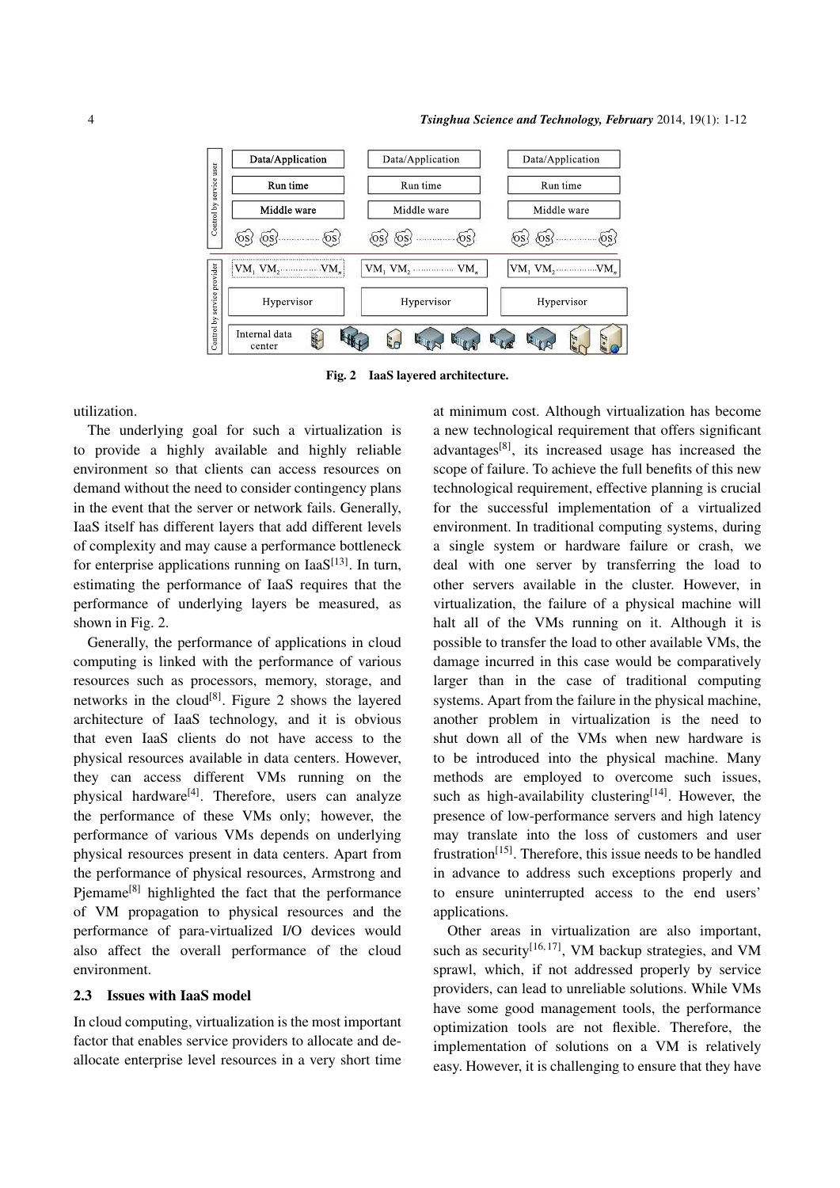Fig. 2 IaaS layered architecture.

utilization.

The underlying goal for such a virtualization is to provide a highly available and highly reliable environment so that clients can access resources on demand without the need to consider contingency plans in the event that the server or network fails. Generally, IaaS itself has different layers that add different levels of complexity and may cause a performance bottleneck for enterprise applications running on IaaS[13]. In turn, estimating the performance of IaaS requires that the performance of underlying layers be measured, as shown in Fig. 2.

Generally, the performance of applications in cloud computing is linked with the performance of various resources such as processors, memory, storage, and networks in the cloud[8]. Figure 2 shows the layered architecture of IaaS technology, and it is obvious that even IaaS clients do not have access to the physical resources available in data centers. However, they can access different VMs running on the physical hardware[4]. Therefore, users can analyze the performance of these VMs only; however, the performance of various VMs depends on underlying physical resources present in data centers. Apart from the performance of physical resources, Armstrong and Pjemame[8] highlighted the fact that the performance of VM propagation to physical resources and the performance of para-virtualized I/O devices would also affect the overall performance of the cloud environment.

### 2.3 Issues with IaaS model

In cloud computing, virtualization is the most important factor that enables service providers to allocate and de-allocate enterprise level resources in a very short time at minimum cost. Although virtualization has become a new technological requirement that offers significant advantages[8], its increased usage has increased the scope of failure. To achieve the full benefits of this new technological requirement, effective planning is crucial for the successful implementation of a virtualized environment. In traditional computing systems, during a single system or hardware failure or crash, we deal with one server by transferring the load to other servers available in the cluster. However, in virtualization, the failure of a physical machine will halt all of the VMs running on it. Although it is possible to transfer the load to other available VMs, the damage incurred in this case would be comparatively larger than in the case of traditional computing systems. Apart from the failure in the physical machine, another problem in virtualization is the need to shut down all of the VMs when new hardware is to be introduced into the physical machine. Many methods are employed to overcome such issues, such as high-availability clustering[14]. However, the presence of low-performance servers and high latency may translate into the loss of customers and user frustration[15]. Therefore, this issue needs to be handled in advance to address such exceptions properly and to ensure uninterrupted access to the end users' applications.

Other areas in virtualization are also important, such as security[16,17], VM backup strategies, and VM sprawl, which, if not addressed properly by service providers, can lead to unreliable solutions. While VMs have some good management tools, the performance optimization tools are not flexible. Therefore, the implementation of solutions on a VM is relatively easy. However, it is challenging to ensure that they have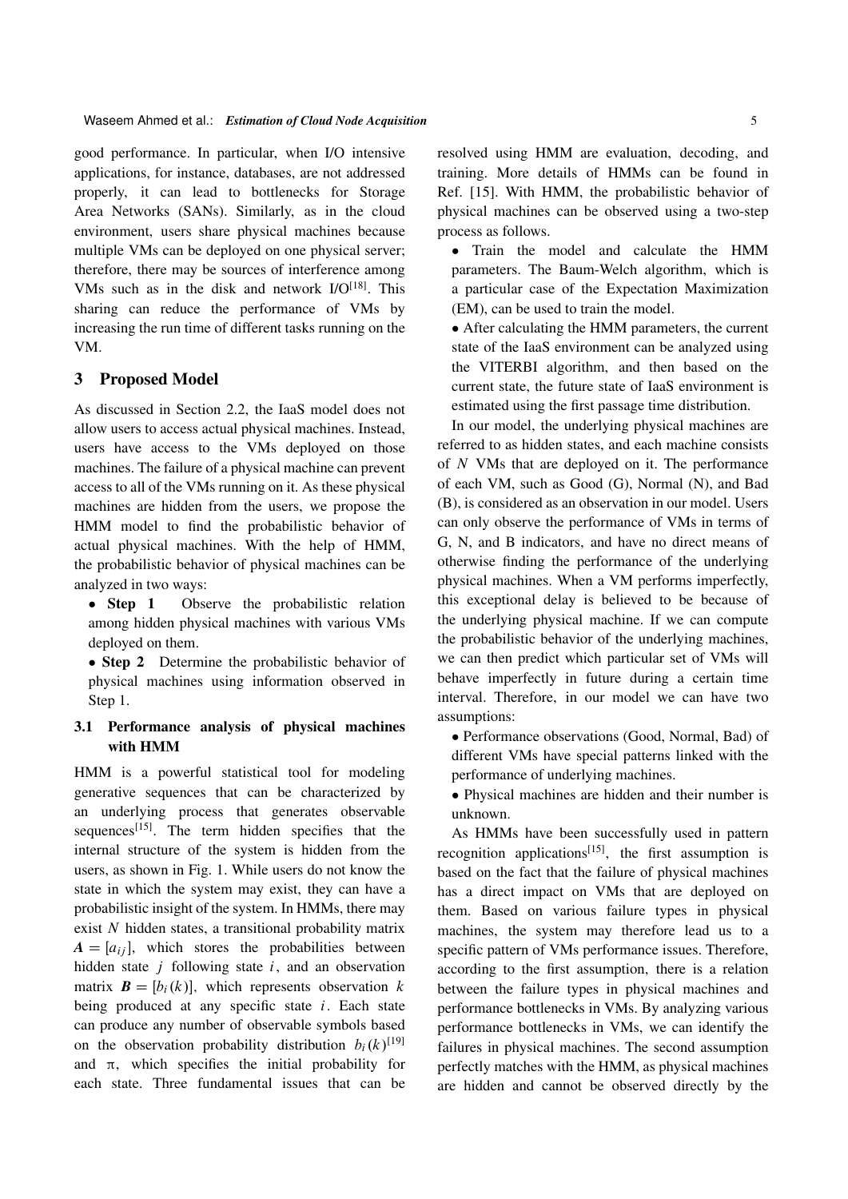good performance. In particular, when I/O intensive applications, for instance, databases, are not addressed properly, it can lead to bottlenecks for Storage Area Networks (SANs). Similarly, as in the cloud environment, users share physical machines because multiple VMs can be deployed on one physical server; therefore, there may be sources of interference among VMs such as in the disk and network I/O[18]. This sharing can reduce the performance of VMs by increasing the run time of different tasks running on the VM.

## 3 Proposed Model

As discussed in Section 2.2, the IaaS model does not allow users to access actual physical machines. Instead, users have access to the VMs deployed on those machines. The failure of a physical machine can prevent access to all of the VMs running on it. As these physical machines are hidden from the users, we propose the HMM model to find the probabilistic behavior of actual physical machines. With the help of HMM, the probabilistic behavior of physical machines can be analyzed in two ways:

- **Step 1** Observe the probabilistic relation among hidden physical machines with various VMs deployed on them.
- **Step 2** Determine the probabilistic behavior of physical machines using information observed in Step 1.

### 3.1 Performance analysis of physical machines with HMM

HMM is a powerful statistical tool for modeling generative sequences that can be characterized by an underlying process that generates observable sequences[15]. The term hidden specifies that the internal structure of the system is hidden from the users, as shown in Fig. 1. While users do not know the state in which the system may exist, they can have a probabilistic insight of the system. In HMMs, there may exist $N$ hidden states, a transitional probability matrix $\boldsymbol{A} = [a_{ij}]$, which stores the probabilities between hidden state $j$ following state $i$, and an observation matrix $\boldsymbol{B} = [b_i(k)]$, which represents observation $k$ being produced at any specific state $i$. Each state can produce any number of observable symbols based on the observation probability distribution $b_i(k)$[19] and $\pi$, which specifies the initial probability for each state. Three fundamental issues that can be resolved using HMM are evaluation, decoding, and training. More details of HMMs can be found in Ref. [15]. With HMM, the probabilistic behavior of physical machines can be observed using a two-step process as follows.

- Train the model and calculate the HMM parameters. The Baum-Welch algorithm, which is a particular case of the Expectation Maximization (EM), can be used to train the model.
- After calculating the HMM parameters, the current state of the IaaS environment can be analyzed using the VITERBI algorithm, and then based on the current state, the future state of IaaS environment is estimated using the first passage time distribution.

In our model, the underlying physical machines are referred to as hidden states, and each machine consists of $N$ VMs that are deployed on it. The performance of each VM, such as Good (G), Normal (N), and Bad (B), is considered as an observation in our model. Users can only observe the performance of VMs in terms of G, N, and B indicators, and have no direct means of otherwise finding the performance of the underlying physical machines. When a VM performs imperfectly, this exceptional delay is believed to be because of the underlying physical machine. If we can compute the probabilistic behavior of the underlying machines, we can then predict which particular set of VMs will behave imperfectly in future during a certain time interval. Therefore, in our model we can have two assumptions:

- Performance observations (Good, Normal, Bad) of different VMs have special patterns linked with the performance of underlying machines.
- Physical machines are hidden and their number is unknown.

As HMMs have been successfully used in pattern recognition applications[15], the first assumption is based on the fact that the failure of physical machines has a direct impact on VMs that are deployed on them. Based on various failure types in physical machines, the system may therefore lead us to a specific pattern of VMs performance issues. Therefore, according to the first assumption, there is a relation between the failure types in physical machines and performance bottlenecks in VMs. By analyzing various performance bottlenecks in VMs, we can identify the failures in physical machines. The second assumption perfectly matches with the HMM, as physical machines are hidden and cannot be observed directly by the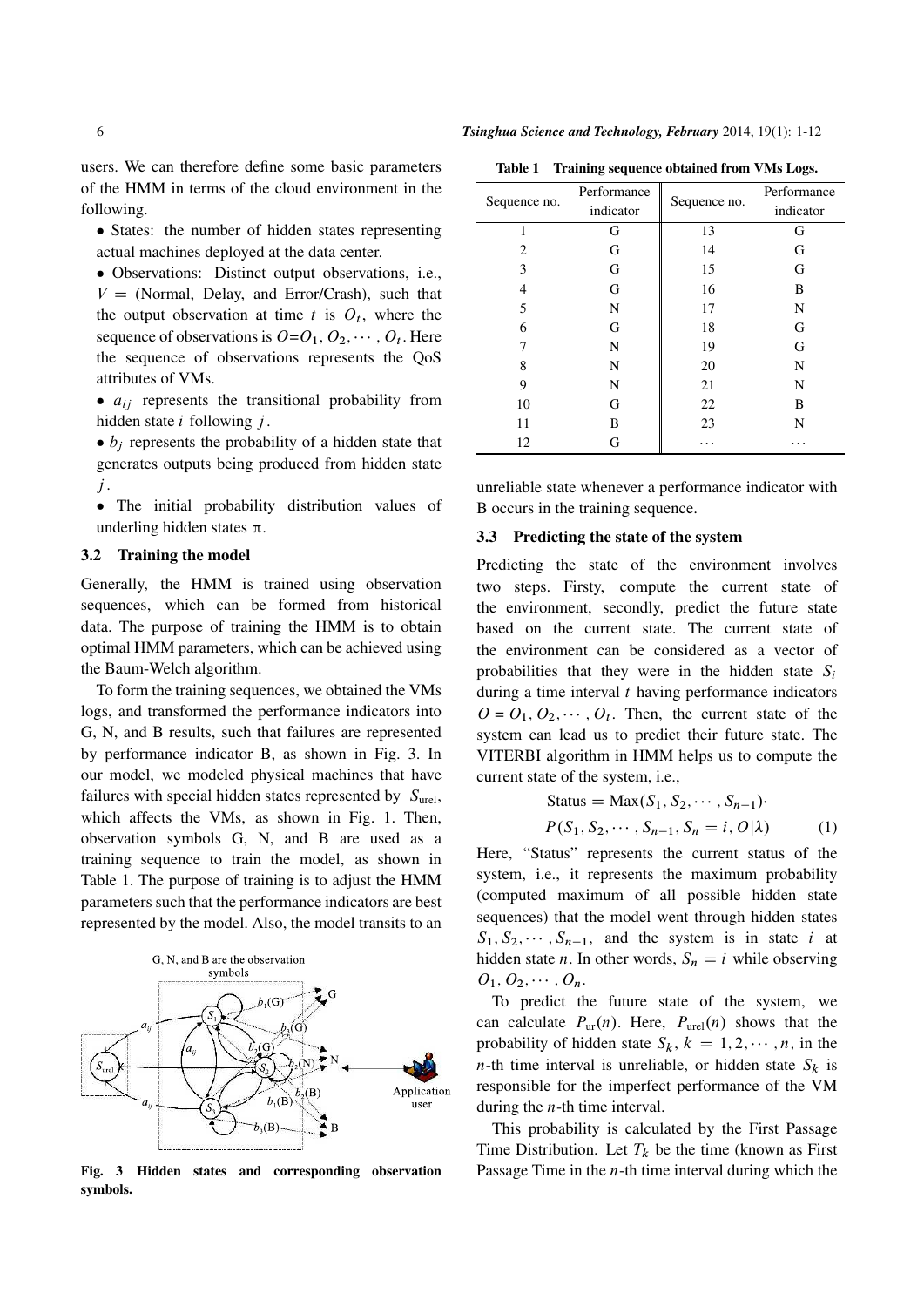users. We can therefore define some basic parameters of the HMM in terms of the cloud environment in the following.

- States: the number of hidden states representing actual machines deployed at the data center.
- Observations: Distinct output observations, i.e., $V$ = (Normal, Delay, and Error/Crash), such that the output observation at time $t$ is $O_t$, where the sequence of observations is $O = O_1, O_2, \cdots, O_t$. Here the sequence of observations represents the QoS attributes of VMs.
- $a_{ij}$ represents the transitional probability from hidden state $i$ following $j$.
- $b_j$ represents the probability of a hidden state that generates outputs being produced from hidden state $j$.
- The initial probability distribution values of underling hidden states $\pi$.

### 3.2 Training the model

Generally, the HMM is trained using observation sequences, which can be formed from historical data. The purpose of training the HMM is to obtain optimal HMM parameters, which can be achieved using the Baum-Welch algorithm.

To form the training sequences, we obtained the VMs logs, and transformed the performance indicators into G, N, and B results, such that failures are represented by performance indicator B, as shown in Fig. 3. In our model, we modeled physical machines that have failures with special hidden states represented by $S_{\text{urel}}$, which affects the VMs, as shown in Fig. 1. Then, observation symbols G, N, and B are used as a training sequence to train the model, as shown in Table 1. The purpose of training is to adjust the HMM parameters such that the performance indicators are best represented by the model. Also, the model transits to an unreliable state whenever a performance indicator with B occurs in the training sequence.

Fig. 3 Hidden states and corresponding observation symbols.

**Table 1 Training sequence obtained from VMs Logs.**

| Sequence no. | Performance indicator | Sequence no. | Performance indicator |
|---|---|---|---|
| 1 | G | 13 | G |
| 2 | G | 14 | G |
| 3 | G | 15 | G |
| 4 | G | 16 | B |
| 5 | N | 17 | N |
| 6 | G | 18 | G |
| 7 | N | 19 | G |
| 8 | N | 20 | N |
| 9 | N | 21 | N |
| 10 | G | 22 | B |
| 11 | B | 23 | N |
| 12 | G | $\cdots$ | $\cdots$ |

### 3.3 Predicting the state of the system

Predicting the state of the environment involves two steps. Firsty, compute the current state of the environment, secondly, predict the future state based on the current state. The current state of the environment can be considered as a vector of probabilities that they were in the hidden state $S_i$ during a time interval $t$ having performance indicators $O = O_1, O_2, \cdots, O_t$. Then, the current state of the system can lead us to predict their future state. The VITERBI algorithm in HMM helps us to compute the current state of the system, i.e.,

$$\text{Status} = \text{Max}(S_1, S_2, \cdots, S_{n-1}) \cdot P(S_1, S_2, \cdots, S_{n-1}, S_n = i, O|\lambda) \quad (1)$$

Here, "Status" represents the current status of the system, i.e., it represents the maximum probability (computed maximum of all possible hidden state sequences) that the model went through hidden states $S_1, S_2, \cdots, S_{n-1}$, and the system is in state $i$ at hidden state $n$. In other words, $S_n = i$ while observing $O_1, O_2, \cdots, O_n$.

To predict the future state of the system, we can calculate $P_{\text{ur}}(n)$. Here, $P_{\text{urel}}(n)$ shows that the probability of hidden state $S_k$, $k = 1, 2, \cdots, n$, in the $n$-th time interval is unreliable, or hidden state $S_k$ is responsible for the imperfect performance of the VM during the $n$-th time interval.

This probability is calculated by the First Passage Time Distribution. Let $T_k$ be the time (known as First Passage Time in the $n$-th time interval during which the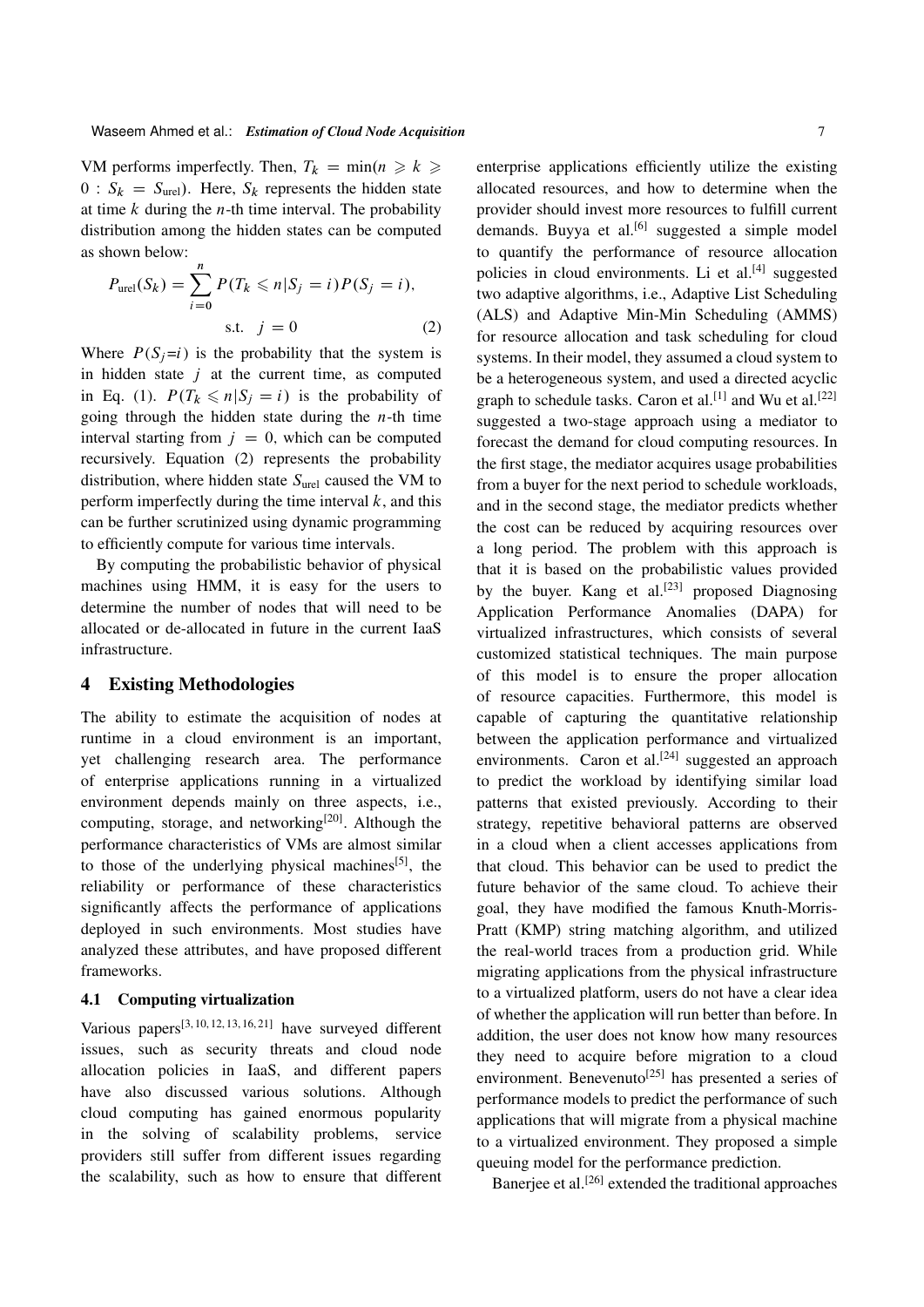VM performs imperfectly. Then, $T_k = \min(n \geqslant k \geqslant 0 : S_k = S_{\text{urel}})$. Here, $S_k$ represents the hidden state at time $k$ during the $n$-th time interval. The probability distribution among the hidden states can be computed as shown below:

$$P_{\text{urel}}(S_k) = \sum_{i=0}^{n} P(T_k \leqslant n | S_j = i) P(S_j = i), \quad \text{s.t.} \quad j = 0 \tag{2}$$

Where $P(S_j{=}i)$ is the probability that the system is in hidden state $j$ at the current time, as computed in Eq. (1). $P(T_k \leqslant n | S_j = i)$ is the probability of going through the hidden state during the $n$-th time interval starting from $j = 0$, which can be computed recursively. Equation (2) represents the probability distribution, where hidden state $S_{\text{urel}}$ caused the VM to perform imperfectly during the time interval $k$, and this can be further scrutinized using dynamic programming to efficiently compute for various time intervals.

By computing the probabilistic behavior of physical machines using HMM, it is easy for the users to determine the number of nodes that will need to be allocated or de-allocated in future in the current IaaS infrastructure.

## 4 Existing Methodologies

The ability to estimate the acquisition of nodes at runtime in a cloud environment is an important, yet challenging research area. The performance of enterprise applications running in a virtualized environment depends mainly on three aspects, i.e., computing, storage, and networking[20]. Although the performance characteristics of VMs are almost similar to those of the underlying physical machines[5], the reliability or performance of these characteristics significantly affects the performance of applications deployed in such environments. Most studies have analyzed these attributes, and have proposed different frameworks.

### 4.1 Computing virtualization

Various papers[3, 10, 12, 13, 16, 21] have surveyed different issues, such as security threats and cloud node allocation policies in IaaS, and different papers have also discussed various solutions. Although cloud computing has gained enormous popularity in the solving of scalability problems, service providers still suffer from different issues regarding the scalability, such as how to ensure that different enterprise applications efficiently utilize the existing allocated resources, and how to determine when the provider should invest more resources to fulfill current demands. Buyya et al.[6] suggested a simple model to quantify the performance of resource allocation policies in cloud environments. Li et al.[4] suggested two adaptive algorithms, i.e., Adaptive List Scheduling (ALS) and Adaptive Min-Min Scheduling (AMMS) for resource allocation and task scheduling for cloud systems. In their model, they assumed a cloud system to be a heterogeneous system, and used a directed acyclic graph to schedule tasks. Caron et al.[1] and Wu et al.[22] suggested a two-stage approach using a mediator to forecast the demand for cloud computing resources. In the first stage, the mediator acquires usage probabilities from a buyer for the next period to schedule workloads, and in the second stage, the mediator predicts whether the cost can be reduced by acquiring resources over a long period. The problem with this approach is that it is based on the probabilistic values provided by the buyer. Kang et al.[23] proposed Diagnosing Application Performance Anomalies (DAPA) for virtualized infrastructures, which consists of several customized statistical techniques. The main purpose of this model is to ensure the proper allocation of resource capacities. Furthermore, this model is capable of capturing the quantitative relationship between the application performance and virtualized environments. Caron et al.[24] suggested an approach to predict the workload by identifying similar load patterns that existed previously. According to their strategy, repetitive behavioral patterns are observed in a cloud when a client accesses applications from that cloud. This behavior can be used to predict the future behavior of the same cloud. To achieve their goal, they have modified the famous Knuth-Morris-Pratt (KMP) string matching algorithm, and utilized the real-world traces from a production grid. While migrating applications from the physical infrastructure to a virtualized platform, users do not have a clear idea of whether the application will run better than before. In addition, the user does not know how many resources they need to acquire before migration to a cloud environment. Benevenuto[25] has presented a series of performance models to predict the performance of such applications that will migrate from a physical machine to a virtualized environment. They proposed a simple queuing model for the performance prediction.

Banerjee et al.[26] extended the traditional approaches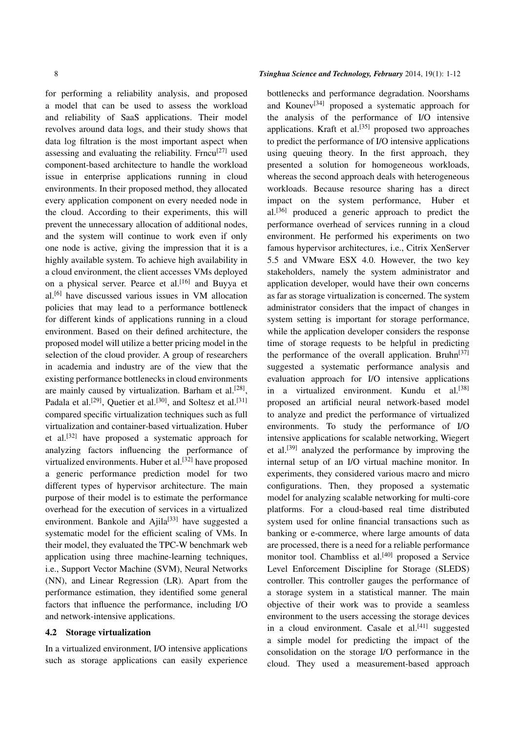for performing a reliability analysis, and proposed a model that can be used to assess the workload and reliability of SaaS applications. Their model revolves around data logs, and their study shows that data log filtration is the most important aspect when assessing and evaluating the reliability. Frncu[27] used component-based architecture to handle the workload issue in enterprise applications running in cloud environments. In their proposed method, they allocated every application component on every needed node in the cloud. According to their experiments, this will prevent the unnecessary allocation of additional nodes, and the system will continue to work even if only one node is active, giving the impression that it is a highly available system. To achieve high availability in a cloud environment, the client accesses VMs deployed on a physical server. Pearce et al.[16] and Buyya et al.[6] have discussed various issues in VM allocation policies that may lead to a performance bottleneck for different kinds of applications running in a cloud environment. Based on their defined architecture, the proposed model will utilize a better pricing model in the selection of the cloud provider. A group of researchers in academia and industry are of the view that the existing performance bottlenecks in cloud environments are mainly caused by virtualization. Barham et al.[28], Padala et al.[29], Quetier et al.[30], and Soltesz et al.[31] compared specific virtualization techniques such as full virtualization and container-based virtualization. Huber et al.[32] have proposed a systematic approach for analyzing factors influencing the performance of virtualized environments. Huber et al.[32] have proposed a generic performance prediction model for two different types of hypervisor architecture. The main purpose of their model is to estimate the performance overhead for the execution of services in a virtualized environment. Bankole and Ajila[33] have suggested a systematic model for the efficient scaling of VMs. In their model, they evaluated the TPC-W benchmark web application using three machine-learning techniques, i.e., Support Vector Machine (SVM), Neural Networks (NN), and Linear Regression (LR). Apart from the performance estimation, they identified some general factors that influence the performance, including I/O and network-intensive applications.

### 4.2 Storage virtualization

In a virtualized environment, I/O intensive applications such as storage applications can easily experience bottlenecks and performance degradation. Noorshams and Kounev[34] proposed a systematic approach for the analysis of the performance of I/O intensive applications. Kraft et al.[35] proposed two approaches to predict the performance of I/O intensive applications using queuing theory. In the first approach, they presented a solution for homogeneous workloads, whereas the second approach deals with heterogeneous workloads. Because resource sharing has a direct impact on the system performance, Huber et al.[36] produced a generic approach to predict the performance overhead of services running in a cloud environment. He performed his experiments on two famous hypervisor architectures, i.e., Citrix XenServer 5.5 and VMware ESX 4.0. However, the two key stakeholders, namely the system administrator and application developer, would have their own concerns as far as storage virtualization is concerned. The system administrator considers that the impact of changes in system setting is important for storage performance, while the application developer considers the response time of storage requests to be helpful in predicting the performance of the overall application. Bruhn[37] suggested a systematic performance analysis and evaluation approach for I/O intensive applications in a virtualized environment. Kundu et al.[38] proposed an artificial neural network-based model to analyze and predict the performance of virtualized environments. To study the performance of I/O intensive applications for scalable networking, Wiegert et al.[39] analyzed the performance by improving the internal setup of an I/O virtual machine monitor. In experiments, they considered various macro and micro configurations. Then, they proposed a systematic model for analyzing scalable networking for multi-core platforms. For a cloud-based real time distributed system used for online financial transactions such as banking or e-commerce, where large amounts of data are processed, there is a need for a reliable performance monitor tool. Chambliss et al.[40] proposed a Service Level Enforcement Discipline for Storage (SLEDS) controller. This controller gauges the performance of a storage system in a statistical manner. The main objective of their work was to provide a seamless environment to the users accessing the storage devices in a cloud environment. Casale et al.[41] suggested a simple model for predicting the impact of the consolidation on the storage I/O performance in the cloud. They used a measurement-based approach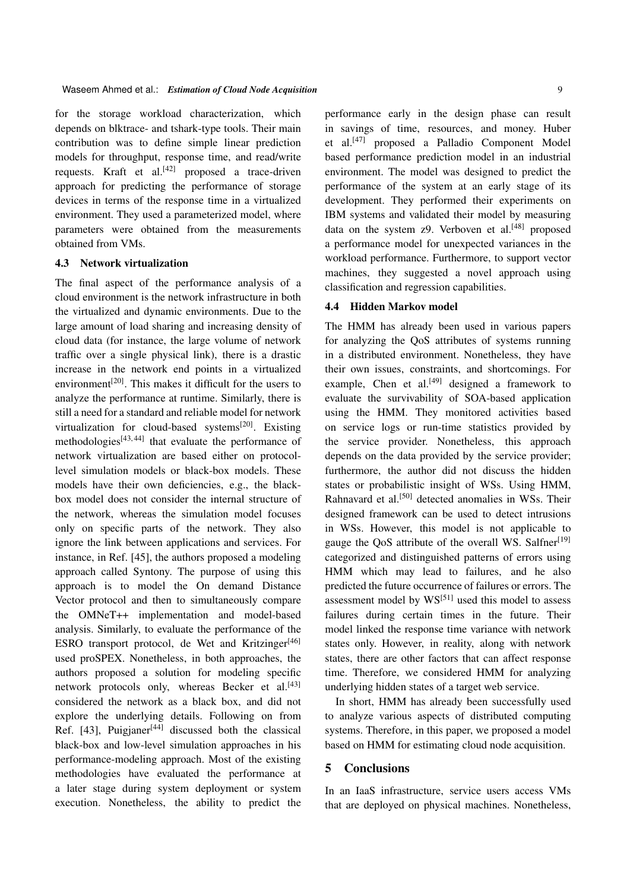for the storage workload characterization, which depends on blktrace- and tshark-type tools. Their main contribution was to define simple linear prediction models for throughput, response time, and read/write requests. Kraft et al.[42] proposed a trace-driven approach for predicting the performance of storage devices in terms of the response time in a virtualized environment. They used a parameterized model, where parameters were obtained from the measurements obtained from VMs.

### 4.3 Network virtualization

The final aspect of the performance analysis of a cloud environment is the network infrastructure in both the virtualized and dynamic environments. Due to the large amount of load sharing and increasing density of cloud data (for instance, the large volume of network traffic over a single physical link), there is a drastic increase in the network end points in a virtualized environment[20]. This makes it difficult for the users to analyze the performance at runtime. Similarly, there is still a need for a standard and reliable model for network virtualization for cloud-based systems[20]. Existing methodologies[43, 44] that evaluate the performance of network virtualization are based either on protocol-level simulation models or black-box models. These models have their own deficiencies, e.g., the black-box model does not consider the internal structure of the network, whereas the simulation model focuses only on specific parts of the network. They also ignore the link between applications and services. For instance, in Ref. [45], the authors proposed a modeling approach called Syntony. The purpose of using this approach is to model the On demand Distance Vector protocol and then to simultaneously compare the OMNeT++ implementation and model-based analysis. Similarly, to evaluate the performance of the ESRO transport protocol, de Wet and Kritzinger[46] used proSPEX. Nonetheless, in both approaches, the authors proposed a solution for modeling specific network protocols only, whereas Becker et al.[43] considered the network as a black box, and did not explore the underlying details. Following on from Ref. [43], Puigjaner[44] discussed both the classical black-box and low-level simulation approaches in his performance-modeling approach. Most of the existing methodologies have evaluated the performance at a later stage during system deployment or system execution. Nonetheless, the ability to predict the performance early in the design phase can result in savings of time, resources, and money. Huber et al.[47] proposed a Palladio Component Model based performance prediction model in an industrial environment. The model was designed to predict the performance of the system at an early stage of its development. They performed their experiments on IBM systems and validated their model by measuring data on the system z9. Verboven et al.[48] proposed a performance model for unexpected variances in the workload performance. Furthermore, to support vector machines, they suggested a novel approach using classification and regression capabilities.

### 4.4 Hidden Markov model

The HMM has already been used in various papers for analyzing the QoS attributes of systems running in a distributed environment. Nonetheless, they have their own issues, constraints, and shortcomings. For example, Chen et al.[49] designed a framework to evaluate the survivability of SOA-based application using the HMM. They monitored activities based on service logs or run-time statistics provided by the service provider. Nonetheless, this approach depends on the data provided by the service provider; furthermore, the author did not discuss the hidden states or probabilistic insight of WSs. Using HMM, Rahnavard et al.[50] detected anomalies in WSs. Their designed framework can be used to detect intrusions in WSs. However, this model is not applicable to gauge the QoS attribute of the overall WS. Salfner[19] categorized and distinguished patterns of errors using HMM which may lead to failures, and he also predicted the future occurrence of failures or errors. The assessment model by WS[51] used this model to assess failures during certain times in the future. Their model linked the response time variance with network states only. However, in reality, along with network states, there are other factors that can affect response time. Therefore, we considered HMM for analyzing underlying hidden states of a target web service.

In short, HMM has already been successfully used to analyze various aspects of distributed computing systems. Therefore, in this paper, we proposed a model based on HMM for estimating cloud node acquisition.

## 5 Conclusions

In an IaaS infrastructure, service users access VMs that are deployed on physical machines. Nonetheless,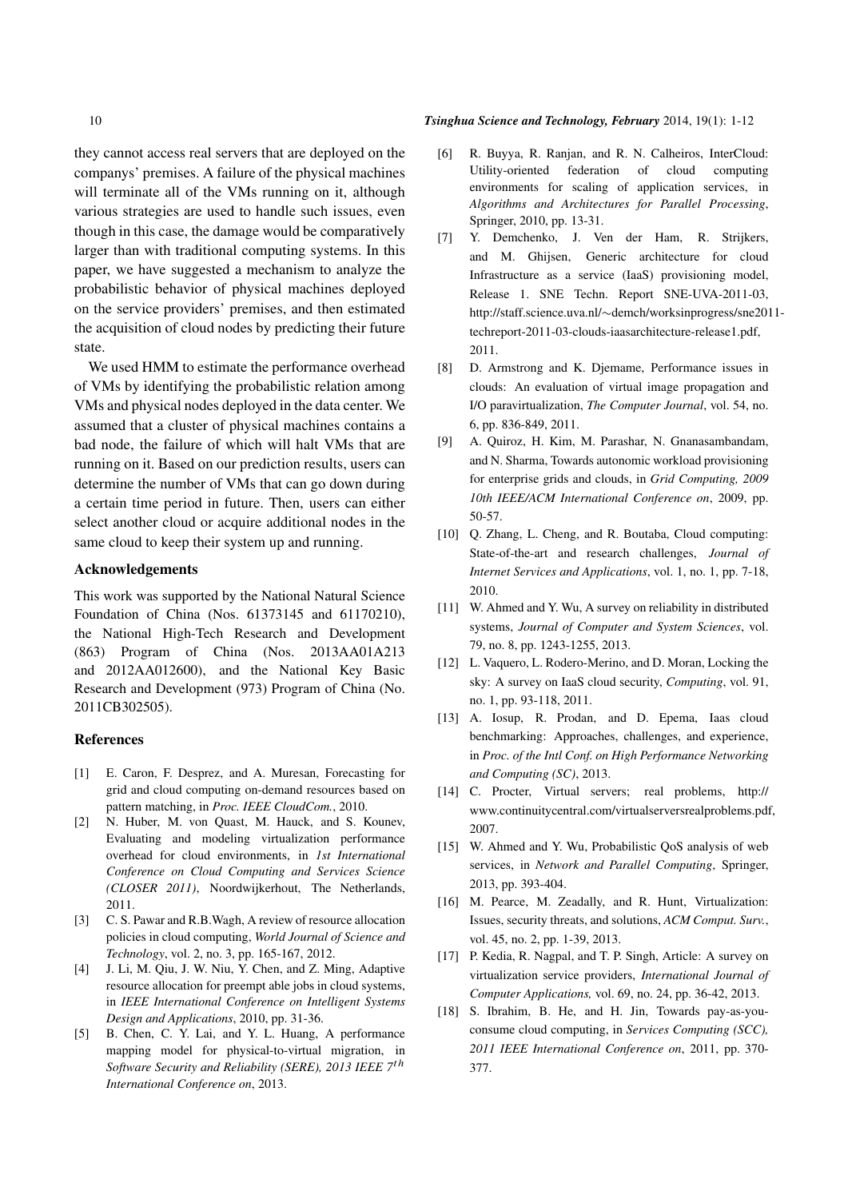they cannot access real servers that are deployed on the companys' premises. A failure of the physical machines will terminate all of the VMs running on it, although various strategies are used to handle such issues, even though in this case, the damage would be comparatively larger than with traditional computing systems. In this paper, we have suggested a mechanism to analyze the probabilistic behavior of physical machines deployed on the service providers' premises, and then estimated the acquisition of cloud nodes by predicting their future state.

We used HMM to estimate the performance overhead of VMs by identifying the probabilistic relation among VMs and physical nodes deployed in the data center. We assumed that a cluster of physical machines contains a bad node, the failure of which will halt VMs that are running on it. Based on our prediction results, users can determine the number of VMs that can go down during a certain time period in future. Then, users can either select another cloud or acquire additional nodes in the same cloud to keep their system up and running.

## Acknowledgements

This work was supported by the National Natural Science Foundation of China (Nos. 61373145 and 61170210), the National High-Tech Research and Development (863) Program of China (Nos. 2013AA01A213 and 2012AA012600), and the National Key Basic Research and Development (973) Program of China (No. 2011CB302505).

## References

[1] E. Caron, F. Desprez, and A. Muresan, Forecasting for grid and cloud computing on-demand resources based on pattern matching, in *Proc. IEEE CloudCom.*, 2010.

[2] N. Huber, M. von Quast, M. Hauck, and S. Kounev, Evaluating and modeling virtualization performance overhead for cloud environments, in *1st International Conference on Cloud Computing and Services Science (CLOSER 2011)*, Noordwijkerhout, The Netherlands, 2011.

[3] C. S. Pawar and R.B.Wagh, A review of resource allocation policies in cloud computing, *World Journal of Science and Technology*, vol. 2, no. 3, pp. 165-167, 2012.

[4] J. Li, M. Qiu, J. W. Niu, Y. Chen, and Z. Ming, Adaptive resource allocation for preempt able jobs in cloud systems, in *IEEE International Conference on Intelligent Systems Design and Applications*, 2010, pp. 31-36.

[5] B. Chen, C. Y. Lai, and Y. L. Huang, A performance mapping model for physical-to-virtual migration, in *Software Security and Reliability (SERE), 2013 IEEE 7$^{th}$ International Conference on*, 2013.

[6] R. Buyya, R. Ranjan, and R. N. Calheiros, InterCloud: Utility-oriented federation of cloud computing environments for scaling of application services, in *Algorithms and Architectures for Parallel Processing*, Springer, 2010, pp. 13-31.

[7] Y. Demchenko, J. Ven der Ham, R. Strijkers, and M. Ghijsen, Generic architecture for cloud Infrastructure as a service (IaaS) provisioning model, Release 1. SNE Techn. Report SNE-UVA-2011-03, http://staff.science.uva.nl/∼demch/worksinprogress/sne2011-techreport-2011-03-clouds-iaasarchitecture-release1.pdf, 2011.

[8] D. Armstrong and K. Djemame, Performance issues in clouds: An evaluation of virtual image propagation and I/O paravirtualization, *The Computer Journal*, vol. 54, no. 6, pp. 836-849, 2011.

[9] A. Quiroz, H. Kim, M. Parashar, N. Gnanasambandam, and N. Sharma, Towards autonomic workload provisioning for enterprise grids and clouds, in *Grid Computing, 2009 10th IEEE/ACM International Conference on*, 2009, pp. 50-57.

[10] Q. Zhang, L. Cheng, and R. Boutaba, Cloud computing: State-of-the-art and research challenges, *Journal of Internet Services and Applications*, vol. 1, no. 1, pp. 7-18, 2010.

[11] W. Ahmed and Y. Wu, A survey on reliability in distributed systems, *Journal of Computer and System Sciences*, vol. 79, no. 8, pp. 1243-1255, 2013.

[12] L. Vaquero, L. Rodero-Merino, and D. Moran, Locking the sky: A survey on IaaS cloud security, *Computing*, vol. 91, no. 1, pp. 93-118, 2011.

[13] A. Iosup, R. Prodan, and D. Epema, Iaas cloud benchmarking: Approaches, challenges, and experience, in *Proc. of the Intl Conf. on High Performance Networking and Computing (SC)*, 2013.

[14] C. Procter, Virtual servers; real problems, http://www.continuitycentral.com/virtualserversrealproblems.pdf, 2007.

[15] W. Ahmed and Y. Wu, Probabilistic QoS analysis of web services, in *Network and Parallel Computing*, Springer, 2013, pp. 393-404.

[16] M. Pearce, M. Zeadally, and R. Hunt, Virtualization: Issues, security threats, and solutions, *ACM Comput. Surv.*, vol. 45, no. 2, pp. 1-39, 2013.

[17] P. Kedia, R. Nagpal, and T. P. Singh, Article: A survey on virtualization service providers, *International Journal of Computer Applications,* vol. 69, no. 24, pp. 36-42, 2013.

[18] S. Ibrahim, B. He, and H. Jin, Towards pay-as-you-consume cloud computing, in *Services Computing (SCC), 2011 IEEE International Conference on*, 2011, pp. 370-377.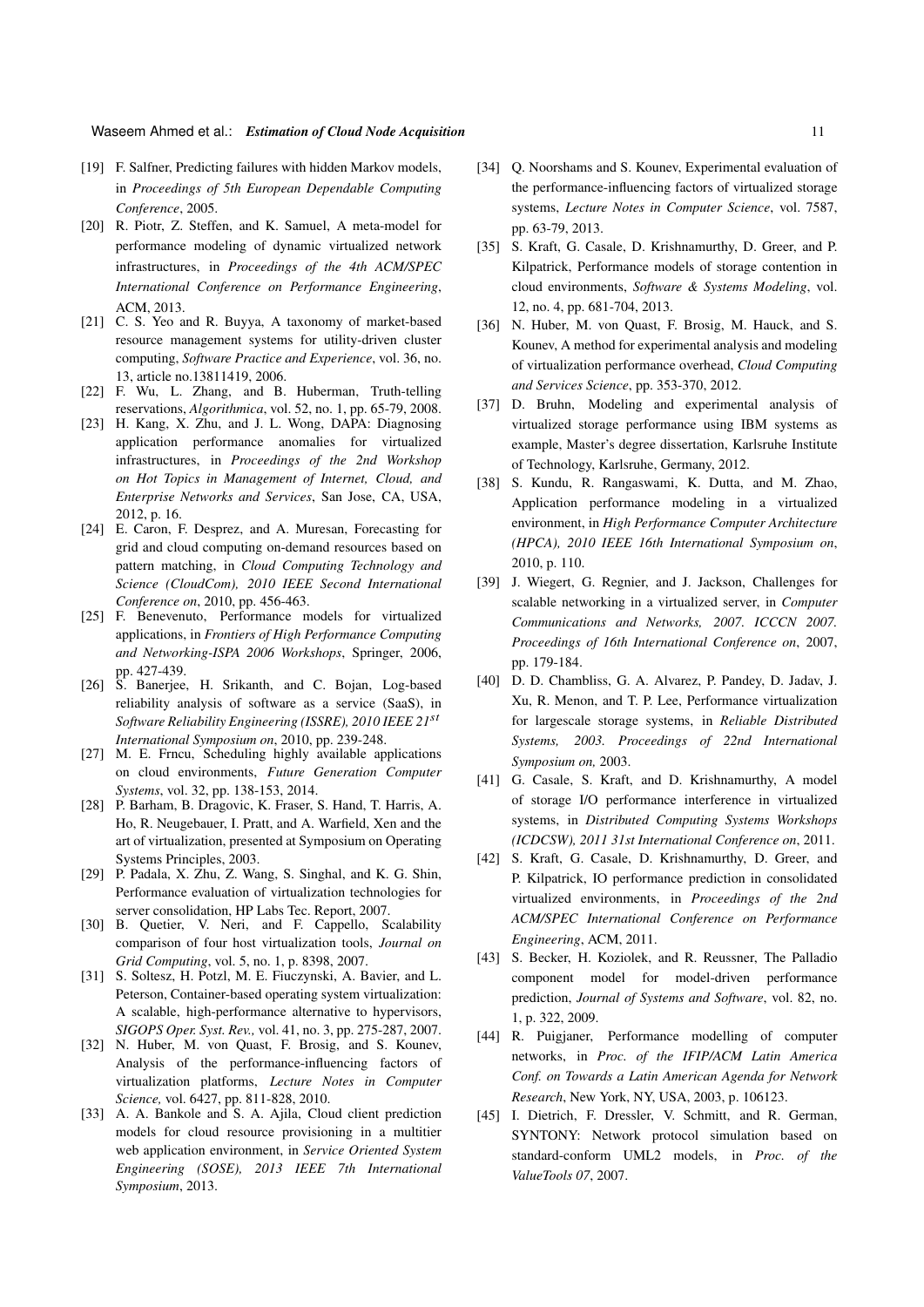[19] F. Salfner, Predicting failures with hidden Markov models, in *Proceedings of 5th European Dependable Computing Conference*, 2005.

[20] R. Piotr, Z. Steffen, and K. Samuel, A meta-model for performance modeling of dynamic virtualized network infrastructures, in *Proceedings of the 4th ACM/SPEC International Conference on Performance Engineering*, ACM, 2013.

[21] C. S. Yeo and R. Buyya, A taxonomy of market-based resource management systems for utility-driven cluster computing, *Software Practice and Experience*, vol. 36, no. 13, article no.13811419, 2006.

[22] F. Wu, L. Zhang, and B. Huberman, Truth-telling reservations, *Algorithmica*, vol. 52, no. 1, pp. 65-79, 2008.

[23] H. Kang, X. Zhu, and J. L. Wong, DAPA: Diagnosing application performance anomalies for virtualized infrastructures, in *Proceedings of the 2nd Workshop on Hot Topics in Management of Internet, Cloud, and Enterprise Networks and Services*, San Jose, CA, USA, 2012, p. 16.

[24] E. Caron, F. Desprez, and A. Muresan, Forecasting for grid and cloud computing on-demand resources based on pattern matching, in *Cloud Computing Technology and Science (CloudCom), 2010 IEEE Second International Conference on*, 2010, pp. 456-463.

[25] F. Benevenuto, Performance models for virtualized applications, in *Frontiers of High Performance Computing and Networking-ISPA 2006 Workshops*, Springer, 2006, pp. 427-439.

[26] S. Banerjee, H. Srikanth, and C. Bojan, Log-based reliability analysis of software as a service (SaaS), in *Software Reliability Engineering (ISSRE), 2010 IEEE 21$^{st}$ International Symposium on*, 2010, pp. 239-248.

[27] M. E. Frncu, Scheduling highly available applications on cloud environments, *Future Generation Computer Systems*, vol. 32, pp. 138-153, 2014.

[28] P. Barham, B. Dragovic, K. Fraser, S. Hand, T. Harris, A. Ho, R. Neugebauer, I. Pratt, and A. Warfield, Xen and the art of virtualization, presented at Symposium on Operating Systems Principles, 2003.

[29] P. Padala, X. Zhu, Z. Wang, S. Singhal, and K. G. Shin, Performance evaluation of virtualization technologies for server consolidation, HP Labs Tec. Report, 2007.

[30] B. Quetier, V. Neri, and F. Cappello, Scalability comparison of four host virtualization tools, *Journal on Grid Computing*, vol. 5, no. 1, p. 8398, 2007.

[31] S. Soltesz, H. Potzl, M. E. Fiuczynski, A. Bavier, and L. Peterson, Container-based operating system virtualization: A scalable, high-performance alternative to hypervisors, *SIGOPS Oper. Syst. Rev.,* vol. 41, no. 3, pp. 275-287, 2007.

[32] N. Huber, M. von Quast, F. Brosig, and S. Kounev, Analysis of the performance-influencing factors of virtualization platforms, *Lecture Notes in Computer Science,* vol. 6427, pp. 811-828, 2010.

[33] A. A. Bankole and S. A. Ajila, Cloud client prediction models for cloud resource provisioning in a multitier web application environment, in *Service Oriented System Engineering (SOSE), 2013 IEEE 7th International Symposium*, 2013.

[34] Q. Noorshams and S. Kounev, Experimental evaluation of the performance-influencing factors of virtualized storage systems, *Lecture Notes in Computer Science*, vol. 7587, pp. 63-79, 2013.

[35] S. Kraft, G. Casale, D. Krishnamurthy, D. Greer, and P. Kilpatrick, Performance models of storage contention in cloud environments, *Software & Systems Modeling*, vol. 12, no. 4, pp. 681-704, 2013.

[36] N. Huber, M. von Quast, F. Brosig, M. Hauck, and S. Kounev, A method for experimental analysis and modeling of virtualization performance overhead, *Cloud Computing and Services Science*, pp. 353-370, 2012.

[37] D. Bruhn, Modeling and experimental analysis of virtualized storage performance using IBM systems as example, Master's degree dissertation, Karlsruhe Institute of Technology, Karlsruhe, Germany, 2012.

[38] S. Kundu, R. Rangaswami, K. Dutta, and M. Zhao, Application performance modeling in a virtualized environment, in *High Performance Computer Architecture (HPCA), 2010 IEEE 16th International Symposium on*, 2010, p. 110.

[39] J. Wiegert, G. Regnier, and J. Jackson, Challenges for scalable networking in a virtualized server, in *Computer Communications and Networks, 2007. ICCCN 2007. Proceedings of 16th International Conference on*, 2007, pp. 179-184.

[40] D. D. Chambliss, G. A. Alvarez, P. Pandey, D. Jadav, J. Xu, R. Menon, and T. P. Lee, Performance virtualization for largescale storage systems, in *Reliable Distributed Systems, 2003. Proceedings of 22nd International Symposium on,* 2003.

[41] G. Casale, S. Kraft, and D. Krishnamurthy, A model of storage I/O performance interference in virtualized systems, in *Distributed Computing Systems Workshops (ICDCSW), 2011 31st International Conference on*, 2011.

[42] S. Kraft, G. Casale, D. Krishnamurthy, D. Greer, and P. Kilpatrick, IO performance prediction in consolidated virtualized environments, in *Proceedings of the 2nd ACM/SPEC International Conference on Performance Engineering*, ACM, 2011.

[43] S. Becker, H. Koziolek, and R. Reussner, The Palladio component model for model-driven performance prediction, *Journal of Systems and Software*, vol. 82, no. 1, p. 322, 2009.

[44] R. Puigjaner, Performance modelling of computer networks, in *Proc. of the IFIP/ACM Latin America Conf. on Towards a Latin American Agenda for Network Research*, New York, NY, USA, 2003, p. 106123.

[45] I. Dietrich, F. Dressler, V. Schmitt, and R. German, SYNTONY: Network protocol simulation based on standard-conform UML2 models, in *Proc. of the ValueTools 07*, 2007.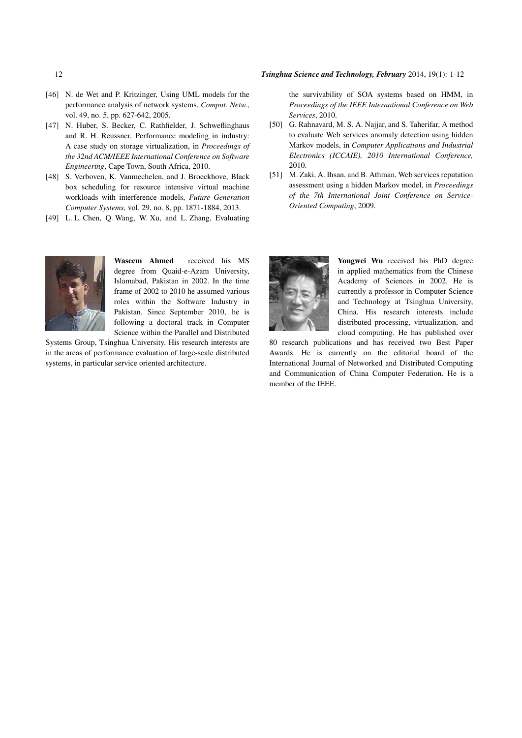[46] N. de Wet and P. Kritzinger, Using UML models for the performance analysis of network systems, *Comput. Netw.*, vol. 49, no. 5, pp. 627-642, 2005.

[47] N. Huber, S. Becker, C. Rathfielder, J. Schweflinghaus and R. H. Reussner, Performance modeling in industry: A case study on storage virtualization, in *Proceedings of the 32nd ACM/IEEE International Conference on Software Engineering*, Cape Town, South Africa, 2010.

[48] S. Verboven, K. Vanmechelen, and J. Broeckhove, Black box scheduling for resource intensive virtual machine workloads with interference models, *Future Generation Computer Systems,* vol. 29, no. 8, pp. 1871-1884, 2013.

[49] L. L. Chen, Q. Wang, W. Xu, and L. Zhang, Evaluating the survivability of SOA systems based on HMM, in *Proceedings of the IEEE International Conference on Web Services*, 2010.

[50] G. Rahnavard, M. S. A. Najjar, and S. Taherifar, A method to evaluate Web services anomaly detection using hidden Markov models, in *Computer Applications and Industrial Electronics (ICCAIE), 2010 International Conference,* 2010.

[51] M. Zaki, A. Ihsan, and B. Athman, Web services reputation assessment using a hidden Markov model, in *Proceedings of the 7th International Joint Conference on Service-Oriented Computing*, 2009.

**Waseem Ahmed** received his MS degree from Quaid-e-Azam University, Islamabad, Pakistan in 2002. In the time frame of 2002 to 2010 he assumed various roles within the Software Industry in Pakistan. Since September 2010, he is following a doctoral track in Computer Science within the Parallel and Distributed Systems Group, Tsinghua University. His research interests are in the areas of performance evaluation of large-scale distributed systems, in particular service oriented architecture.

**Yongwei Wu** received his PhD degree in applied mathematics from the Chinese Academy of Sciences in 2002. He is currently a professor in Computer Science and Technology at Tsinghua University, China. His research interests include distributed processing, virtualization, and cloud computing. He has published over 80 research publications and has received two Best Paper Awards. He is currently on the editorial board of the International Journal of Networked and Distributed Computing and Communication of China Computer Federation. He is a member of the IEEE.